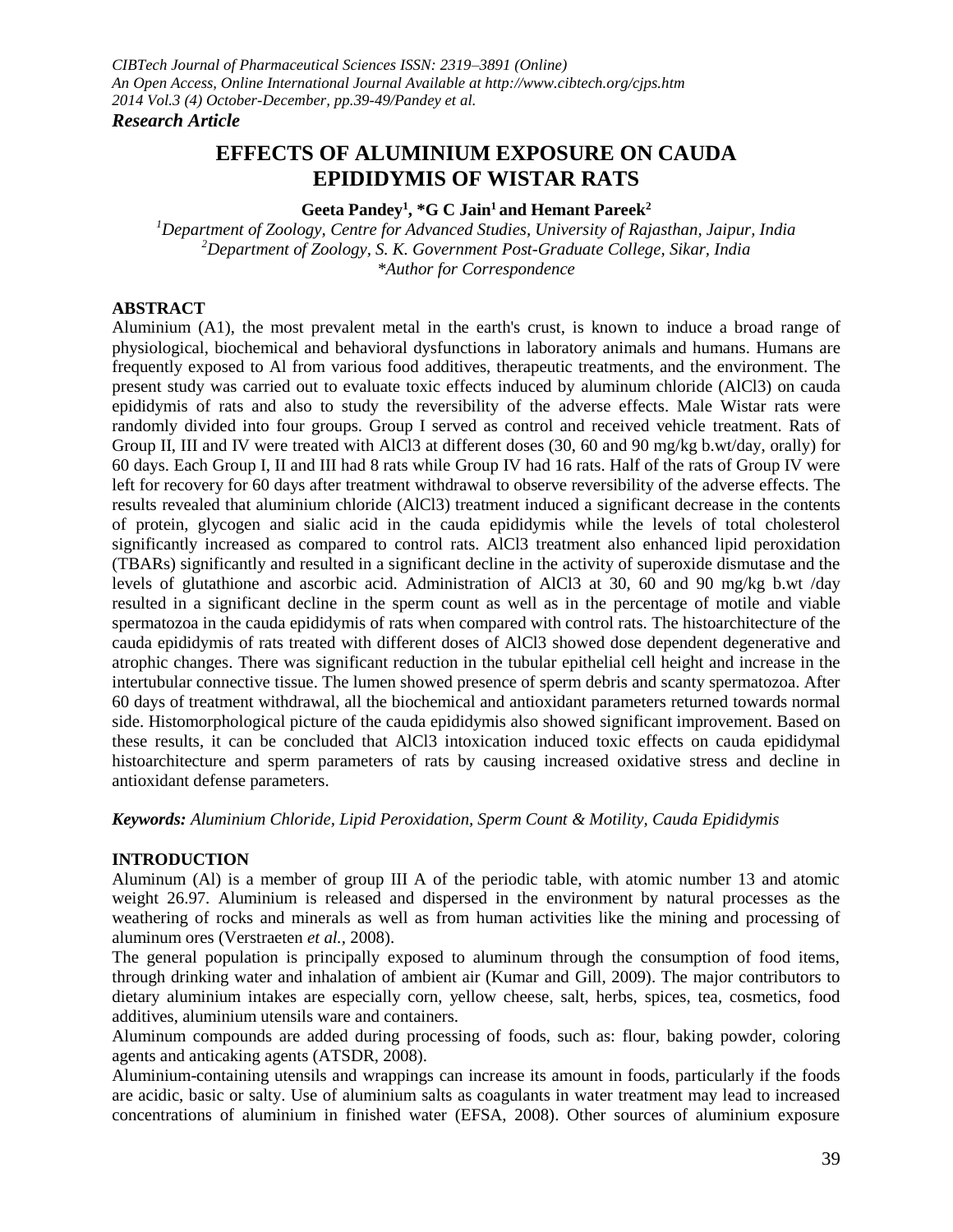*Research Article*

# EFFECTS OF ALUMINIUM EXPOSURE ON CAUDA EPIDIDYMIS OF WISTAR RATS

**Geeta Pandey[1], \*G C Jain[1] and Hemant Pareek[2]**

[1]*Department of Zoology, Centre for Advanced Studies, University of Rajasthan, Jaipur, India*
[2]*Department of Zoology, S. K. Government Post-Graduate College, Sikar, India*
*\*Author for Correspondence*

## ABSTRACT

Aluminium (A1), the most prevalent metal in the earth's crust, is known to induce a broad range of physiological, biochemical and behavioral dysfunctions in laboratory animals and humans. Humans are frequently exposed to Al from various food additives, therapeutic treatments, and the environment. The present study was carried out to evaluate toxic effects induced by aluminum chloride ($AlCl_3$) on cauda epididymis of rats and also to study the reversibility of the adverse effects. Male Wistar rats were randomly divided into four groups. Group I served as control and received vehicle treatment. Rats of Group II, III and IV were treated with $AlCl_3$ at different doses (30, 60 and 90 mg/kg b.wt/day, orally) for 60 days. Each Group I, II and III had 8 rats while Group IV had 16 rats. Half of the rats of Group IV were left for recovery for 60 days after treatment withdrawal to observe reversibility of the adverse effects. The results revealed that aluminium chloride ($AlCl_3$) treatment induced a significant decrease in the contents of protein, glycogen and sialic acid in the cauda epididymis while the levels of total cholesterol significantly increased as compared to control rats. $AlCl_3$ treatment also enhanced lipid peroxidation (TBARs) significantly and resulted in a significant decline in the activity of superoxide dismutase and the levels of glutathione and ascorbic acid. Administration of $AlCl_3$ at 30, 60 and 90 mg/kg b.wt /day resulted in a significant decline in the sperm count as well as in the percentage of motile and viable spermatozoa in the cauda epididymis of rats when compared with control rats. The histoarchitecture of the cauda epididymis of rats treated with different doses of $AlCl_3$ showed dose dependent degenerative and atrophic changes. There was significant reduction in the tubular epithelial cell height and increase in the intertubular connective tissue. The lumen showed presence of sperm debris and scanty spermatozoa. After 60 days of treatment withdrawal, all the biochemical and antioxidant parameters returned towards normal side. Histomorphological picture of the cauda epididymis also showed significant improvement. Based on these results, it can be concluded that $AlCl_3$ intoxication induced toxic effects on cauda epididymal histoarchitecture and sperm parameters of rats by causing increased oxidative stress and decline in antioxidant defense parameters.

***Keywords:*** *Aluminium Chloride, Lipid Peroxidation, Sperm Count & Motility, Cauda Epididymis*

## INTRODUCTION

Aluminum (Al) is a member of group III A of the periodic table, with atomic number 13 and atomic weight 26.97. Aluminium is released and dispersed in the environment by natural processes as the weathering of rocks and minerals as well as from human activities like the mining and processing of aluminum ores (Verstraeten *et al.*, 2008).

The general population is principally exposed to aluminum through the consumption of food items, through drinking water and inhalation of ambient air (Kumar and Gill, 2009). The major contributors to dietary aluminium intakes are especially corn, yellow cheese, salt, herbs, spices, tea, cosmetics, food additives, aluminium utensils ware and containers.

Aluminum compounds are added during processing of foods, such as: flour, baking powder, coloring agents and anticaking agents (ATSDR, 2008).

Aluminium-containing utensils and wrappings can increase its amount in foods, particularly if the foods are acidic, basic or salty. Use of aluminium salts as coagulants in water treatment may lead to increased concentrations of aluminium in finished water (EFSA, 2008). Other sources of aluminium exposure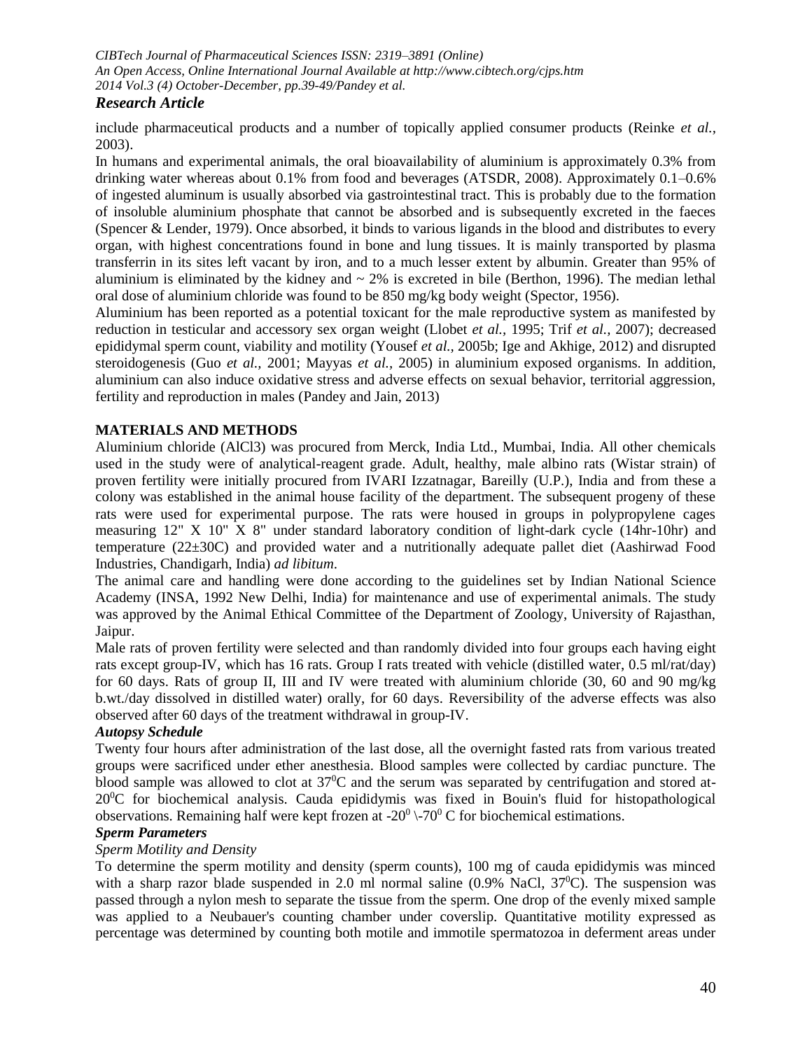include pharmaceutical products and a number of topically applied consumer products (Reinke *et al.,* 2003).

In humans and experimental animals, the oral bioavailability of aluminium is approximately 0.3% from drinking water whereas about 0.1% from food and beverages (ATSDR, 2008). Approximately 0.1–0.6% of ingested aluminum is usually absorbed via gastrointestinal tract. This is probably due to the formation of insoluble aluminium phosphate that cannot be absorbed and is subsequently excreted in the faeces (Spencer & Lender, 1979). Once absorbed, it binds to various ligands in the blood and distributes to every organ, with highest concentrations found in bone and lung tissues. It is mainly transported by plasma transferrin in its sites left vacant by iron, and to a much lesser extent by albumin. Greater than 95% of aluminium is eliminated by the kidney and ~ 2% is excreted in bile (Berthon, 1996). The median lethal oral dose of aluminium chloride was found to be 850 mg/kg body weight (Spector, 1956).

Aluminium has been reported as a potential toxicant for the male reproductive system as manifested by reduction in testicular and accessory sex organ weight (Llobet *et al.,* 1995; Trif *et al.,* 2007); decreased epididymal sperm count, viability and motility (Yousef *et al.,* 2005b; Ige and Akhige, 2012) and disrupted steroidogenesis (Guo *et al.,* 2001; Mayyas *et al.,* 2005) in aluminium exposed organisms. In addition, aluminium can also induce oxidative stress and adverse effects on sexual behavior, territorial aggression, fertility and reproduction in males (Pandey and Jain, 2013)

## MATERIALS AND METHODS

Aluminium chloride ($AlCl_3$) was procured from Merck, India Ltd., Mumbai, India. All other chemicals used in the study were of analytical-reagent grade. Adult, healthy, male albino rats (Wistar strain) of proven fertility were initially procured from IVARI Izzatnagar, Bareilly (U.P.), India and from these a colony was established in the animal house facility of the department. The subsequent progeny of these rats were used for experimental purpose. The rats were housed in groups in polypropylene cages measuring 12" X 10" X 8" under standard laboratory condition of light-dark cycle (14hr-10hr) and temperature (22±30C) and provided water and a nutritionally adequate pallet diet (Aashirwad Food Industries, Chandigarh, India) *ad libitum*.

The animal care and handling were done according to the guidelines set by Indian National Science Academy (INSA, 1992 New Delhi, India) for maintenance and use of experimental animals. The study was approved by the Animal Ethical Committee of the Department of Zoology, University of Rajasthan, Jaipur.

Male rats of proven fertility were selected and than randomly divided into four groups each having eight rats except group-IV, which has 16 rats. Group I rats treated with vehicle (distilled water, 0.5 ml/rat/day) for 60 days. Rats of group II, III and IV were treated with aluminium chloride (30, 60 and 90 mg/kg b.wt./day dissolved in distilled water) orally, for 60 days. Reversibility of the adverse effects was also observed after 60 days of the treatment withdrawal in group-IV.

### *Autopsy Schedule*

Twenty four hours after administration of the last dose, all the overnight fasted rats from various treated groups were sacrificed under ether anesthesia. Blood samples were collected by cardiac puncture. The blood sample was allowed to clot at $37^0$C and the serum was separated by centrifugation and stored at-$20^0$C for biochemical analysis. Cauda epididymis was fixed in Bouin's fluid for histopathological observations. Remaining half were kept frozen at -$20^0$ \-$70^0$ C for biochemical estimations.

### *Sperm Parameters*

*Sperm Motility and Density*

To determine the sperm motility and density (sperm counts), 100 mg of cauda epididymis was minced with a sharp razor blade suspended in 2.0 ml normal saline (0.9% NaCl, $37^0$C). The suspension was passed through a nylon mesh to separate the tissue from the sperm. One drop of the evenly mixed sample was applied to a Neubauer's counting chamber under coverslip. Quantitative motility expressed as percentage was determined by counting both motile and immotile spermatozoa in deferment areas under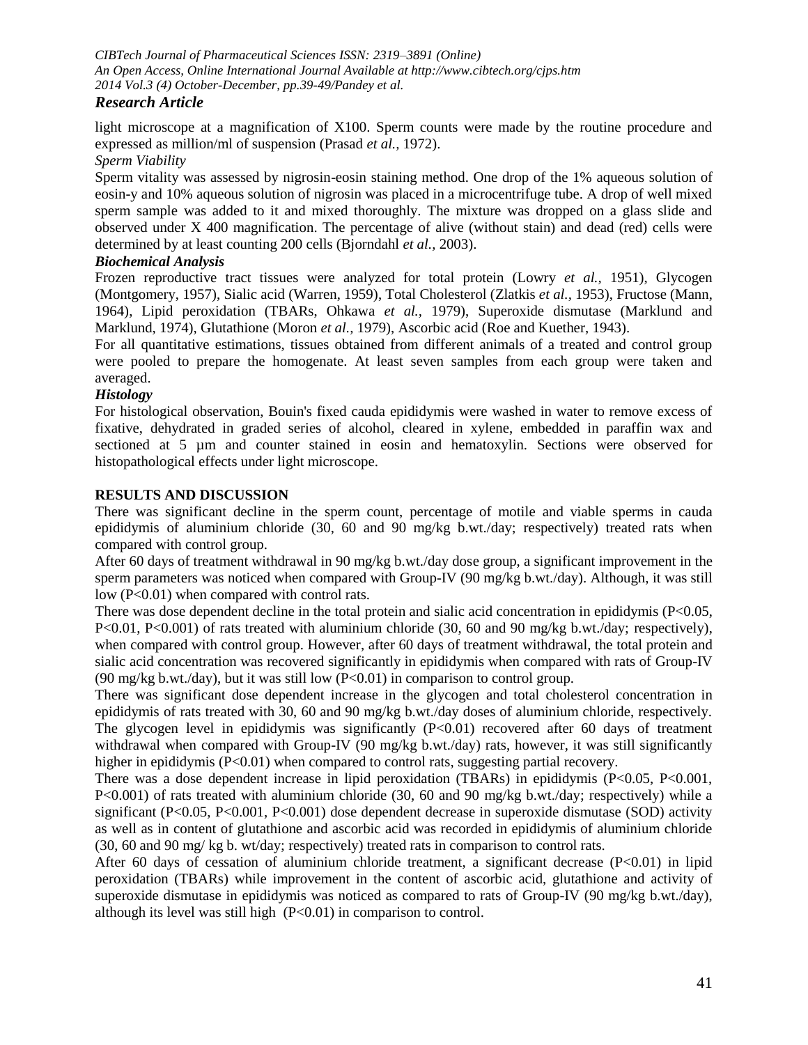light microscope at a magnification of X100. Sperm counts were made by the routine procedure and expressed as million/ml of suspension (Prasad *et al.,* 1972).

*Sperm Viability*

Sperm vitality was assessed by nigrosin-eosin staining method. One drop of the 1% aqueous solution of eosin-y and 10% aqueous solution of nigrosin was placed in a microcentrifuge tube. A drop of well mixed sperm sample was added to it and mixed thoroughly. The mixture was dropped on a glass slide and observed under X 400 magnification. The percentage of alive (without stain) and dead (red) cells were determined by at least counting 200 cells (Bjorndahl *et al.,* 2003).

***Biochemical Analysis***

Frozen reproductive tract tissues were analyzed for total protein (Lowry *et al.,* 1951), Glycogen (Montgomery, 1957), Sialic acid (Warren, 1959), Total Cholesterol (Zlatkis *et al.,* 1953), Fructose (Mann, 1964), Lipid peroxidation (TBARs, Ohkawa *et al.,* 1979), Superoxide dismutase (Marklund and Marklund, 1974), Glutathione (Moron *et al.,* 1979), Ascorbic acid (Roe and Kuether, 1943).

For all quantitative estimations, tissues obtained from different animals of a treated and control group were pooled to prepare the homogenate. At least seven samples from each group were taken and averaged.

***Histology***

For histological observation, Bouin's fixed cauda epididymis were washed in water to remove excess of fixative, dehydrated in graded series of alcohol, cleared in xylene, embedded in paraffin wax and sectioned at 5 µm and counter stained in eosin and hematoxylin. Sections were observed for histopathological effects under light microscope.

**RESULTS AND DISCUSSION**

There was significant decline in the sperm count, percentage of motile and viable sperms in cauda epididymis of aluminium chloride (30, 60 and 90 mg/kg b.wt./day; respectively) treated rats when compared with control group.

After 60 days of treatment withdrawal in 90 mg/kg b.wt./day dose group, a significant improvement in the sperm parameters was noticed when compared with Group-IV (90 mg/kg b.wt./day). Although, it was still low ($P<0.01$) when compared with control rats.

There was dose dependent decline in the total protein and sialic acid concentration in epididymis ($P<0.05$, $P<0.01$, $P<0.001$) of rats treated with aluminium chloride (30, 60 and 90 mg/kg b.wt./day; respectively), when compared with control group. However, after 60 days of treatment withdrawal, the total protein and sialic acid concentration was recovered significantly in epididymis when compared with rats of Group-IV (90 mg/kg b.wt./day), but it was still low ($P<0.01$) in comparison to control group.

There was significant dose dependent increase in the glycogen and total cholesterol concentration in epididymis of rats treated with 30, 60 and 90 mg/kg b.wt./day doses of aluminium chloride, respectively. The glycogen level in epididymis was significantly ($P<0.01$) recovered after 60 days of treatment withdrawal when compared with Group-IV (90 mg/kg b.wt./day) rats, however, it was still significantly higher in epididymis ($P<0.01$) when compared to control rats, suggesting partial recovery.

There was a dose dependent increase in lipid peroxidation (TBARs) in epididymis ($P<0.05$, $P<0.001$, $P<0.001$) of rats treated with aluminium chloride (30, 60 and 90 mg/kg b.wt./day; respectively) while a significant ($P<0.05$, $P<0.001$, $P<0.001$) dose dependent decrease in superoxide dismutase (SOD) activity as well as in content of glutathione and ascorbic acid was recorded in epididymis of aluminium chloride (30, 60 and 90 mg/ kg b. wt/day; respectively) treated rats in comparison to control rats.

After 60 days of cessation of aluminium chloride treatment, a significant decrease ($P<0.01$) in lipid peroxidation (TBARs) while improvement in the content of ascorbic acid, glutathione and activity of superoxide dismutase in epididymis was noticed as compared to rats of Group-IV (90 mg/kg b.wt./day), although its level was still high ($P<0.01$) in comparison to control.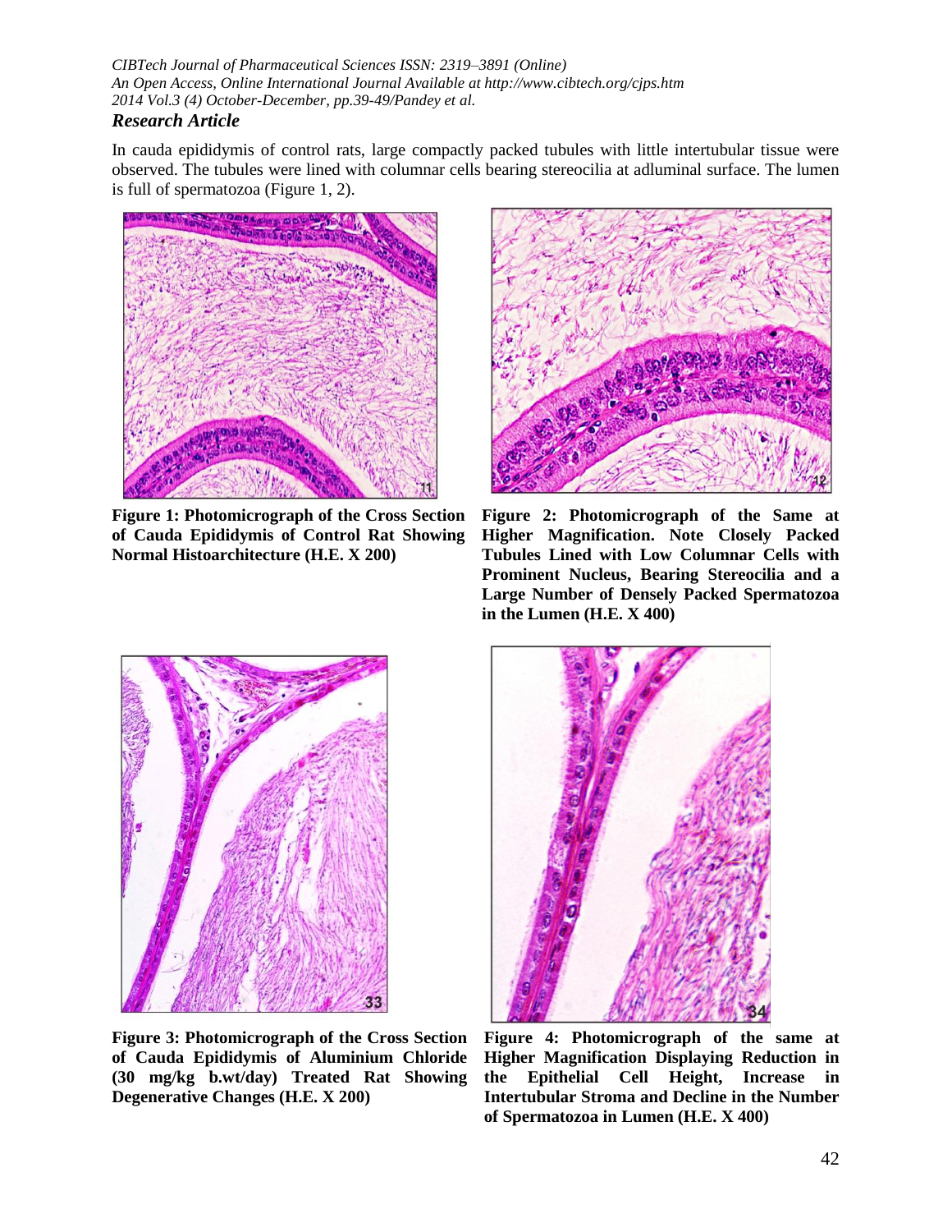## Research Article

In cauda epididymis of control rats, large compactly packed tubules with little intertubular tissue were observed. The tubules were lined with columnar cells bearing stereocilia at adluminal surface. The lumen is full of spermatozoa (Figure 1, 2).

**Figure 1: Photomicrograph of the Cross Section of Cauda Epididymis of Control Rat Showing Normal Histoarchitecture (H.E. X 200)**

**Figure 2: Photomicrograph of the Same at Higher Magnification. Note Closely Packed Tubules Lined with Low Columnar Cells with Prominent Nucleus, Bearing Stereocilia and a Large Number of Densely Packed Spermatozoa in the Lumen (H.E. X 400)**

**Figure 3: Photomicrograph of the Cross Section of Cauda Epididymis of Aluminium Chloride (30 mg/kg b.wt/day) Treated Rat Showing Degenerative Changes (H.E. X 200)**

**Figure 4: Photomicrograph of the same at Higher Magnification Displaying Reduction in the Epithelial Cell Height, Increase in Intertubular Stroma and Decline in the Number of Spermatozoa in Lumen (H.E. X 400)**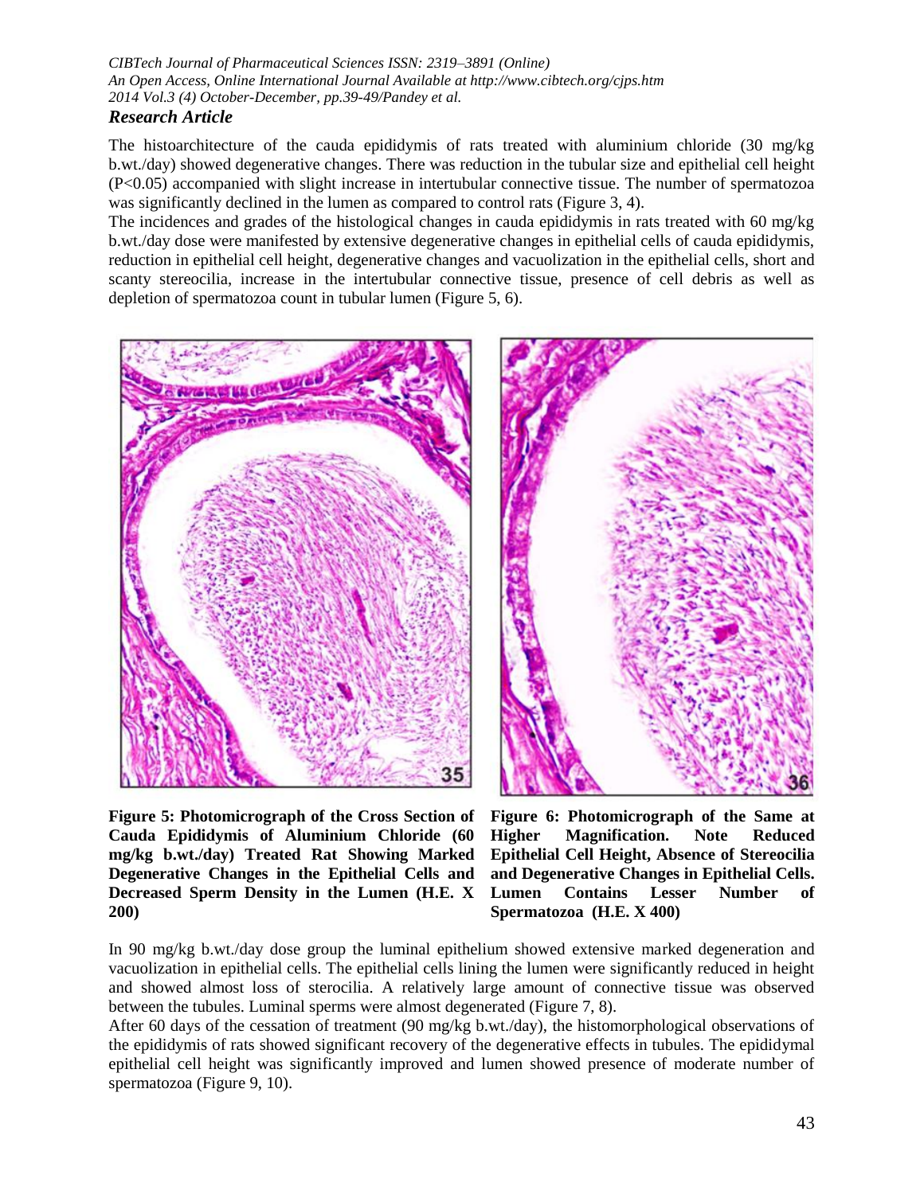The histoarchitecture of the cauda epididymis of rats treated with aluminium chloride (30 mg/kg b.wt./day) showed degenerative changes. There was reduction in the tubular size and epithelial cell height ($P<0.05$) accompanied with slight increase in intertubular connective tissue. The number of spermatozoa was significantly declined in the lumen as compared to control rats (Figure 3, 4).

The incidences and grades of the histological changes in cauda epididymis in rats treated with 60 mg/kg b.wt./day dose were manifested by extensive degenerative changes in epithelial cells of cauda epididymis, reduction in epithelial cell height, degenerative changes and vacuolization in the epithelial cells, short and scanty stereocilia, increase in the intertubular connective tissue, presence of cell debris as well as depletion of spermatozoa count in tubular lumen (Figure 5, 6).

**Figure 5: Photomicrograph of the Cross Section of Cauda Epididymis of Aluminium Chloride (60 mg/kg b.wt./day) Treated Rat Showing Marked Degenerative Changes in the Epithelial Cells and Decreased Sperm Density in the Lumen (H.E. X 200)**

**Figure 6: Photomicrograph of the Same at Higher Magnification. Note Reduced Epithelial Cell Height, Absence of Stereocilia and Degenerative Changes in Epithelial Cells. Lumen Contains Lesser Number of Spermatozoa (H.E. X 400)**

In 90 mg/kg b.wt./day dose group the luminal epithelium showed extensive marked degeneration and vacuolization in epithelial cells. The epithelial cells lining the lumen were significantly reduced in height and showed almost loss of sterocilia. A relatively large amount of connective tissue was observed between the tubules. Luminal sperms were almost degenerated (Figure 7, 8).

After 60 days of the cessation of treatment (90 mg/kg b.wt./day), the histomorphological observations of the epididymis of rats showed significant recovery of the degenerative effects in tubules. The epididymal epithelial cell height was significantly improved and lumen showed presence of moderate number of spermatozoa (Figure 9, 10).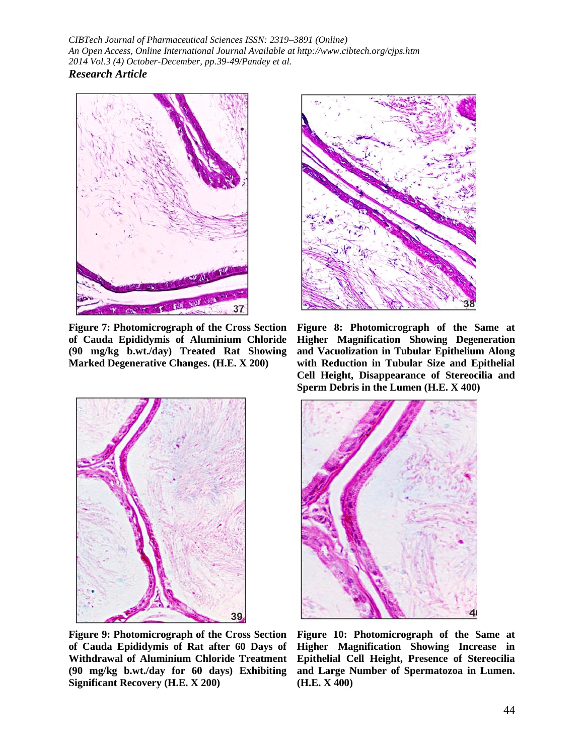Figure 7: Photomicrograph of the Cross Section of Cauda Epididymis of Aluminium Chloride (90 mg/kg b.wt./day) Treated Rat Showing Marked Degenerative Changes. (H.E. X 200)

Figure 8: Photomicrograph of the Same at Higher Magnification Showing Degeneration and Vacuolization in Tubular Epithelium Along with Reduction in Tubular Size and Epithelial Cell Height, Disappearance of Stereocilia and Sperm Debris in the Lumen (H.E. X 400)

Figure 9: Photomicrograph of the Cross Section of Cauda Epididymis of Rat after 60 Days of Withdrawal of Aluminium Chloride Treatment (90 mg/kg b.wt./day for 60 days) Exhibiting Significant Recovery (H.E. X 200)

Figure 10: Photomicrograph of the Same at Higher Magnification Showing Increase in Epithelial Cell Height, Presence of Stereocilia and Large Number of Spermatozoa in Lumen. (H.E. X 400)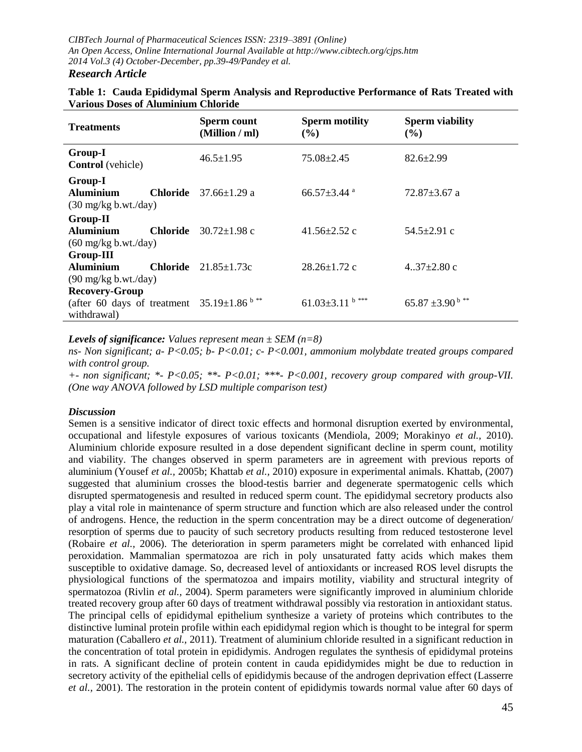**Table 1: Cauda Epididymal Sperm Analysis and Reproductive Performance of Rats Treated with Various Doses of Aluminium Chloride**

| Treatments | Sperm count (Million / ml) | Sperm motility (%) | Sperm viability (%) |
|---|---|---|---|
| **Group-I** **Control** (vehicle) | 46.5±1.95 | 75.08±2.45 | 82.6±2.99 |
| **Group-I** **Aluminium Chloride** (30 mg/kg b.wt./day) | 37.66±1.29 a | 66.57±3.44 [a] | 72.87±3.67 a |
| **Group-II** **Aluminium Chloride** (60 mg/kg b.wt./day) | 30.72±1.98 c | 41.56±2.52 c | 54.5±2.91 c |
| **Group-III** **Aluminium Chloride** (90 mg/kg b.wt./day) | 21.85±1.73c | 28.26±1.72 c | 4..37±2.80 c |
| **Recovery-Group** (after 60 days of treatment withdrawal) | 35.19±1.86 [b **] | 61.03±3.11 [b ***] | 65.87 ±3.90 [b **] |

***Levels of significance:*** *Values represent mean ± SEM (n=8)*

*ns- Non significant; a- P<0.05; b- P<0.01; c- P<0.001, ammonium molybdate treated groups compared with control group.*

*+- non significant; *- P<0.05; **- P<0.01; ***- P<0.001, recovery group compared with group-VII. (One way ANOVA followed by LSD multiple comparison test)*

### *Discussion*

Semen is a sensitive indicator of direct toxic effects and hormonal disruption exerted by environmental, occupational and lifestyle exposures of various toxicants (Mendiola, 2009; Morakinyo *et al.,* 2010). Aluminium chloride exposure resulted in a dose dependent significant decline in sperm count, motility and viability. The changes observed in sperm parameters are in agreement with previous reports of aluminium (Yousef *et al.,* 2005b; Khattab *et al.,* 2010) exposure in experimental animals. Khattab, (2007) suggested that aluminium crosses the blood-testis barrier and degenerate spermatogenic cells which disrupted spermatogenesis and resulted in reduced sperm count. The epididymal secretory products also play a vital role in maintenance of sperm structure and function which are also released under the control of androgens. Hence, the reduction in the sperm concentration may be a direct outcome of degeneration/ resorption of sperms due to paucity of such secretory products resulting from reduced testosterone level (Robaire *et al.,* 2006). The deterioration in sperm parameters might be correlated with enhanced lipid peroxidation. Mammalian spermatozoa are rich in poly unsaturated fatty acids which makes them susceptible to oxidative damage. So, decreased level of antioxidants or increased ROS level disrupts the physiological functions of the spermatozoa and impairs motility, viability and structural integrity of spermatozoa (Rivlin *et al.,* 2004). Sperm parameters were significantly improved in aluminium chloride treated recovery group after 60 days of treatment withdrawal possibly via restoration in antioxidant status. The principal cells of epididymal epithelium synthesize a variety of proteins which contributes to the distinctive luminal protein profile within each epididymal region which is thought to be integral for sperm maturation (Caballero *et al.,* 2011). Treatment of aluminium chloride resulted in a significant reduction in the concentration of total protein in epididymis. Androgen regulates the synthesis of epididymal proteins in rats. A significant decline of protein content in cauda epididymides might be due to reduction in secretory activity of the epithelial cells of epididymis because of the androgen deprivation effect (Lasserre *et al.,* 2001). The restoration in the protein content of epididymis towards normal value after 60 days of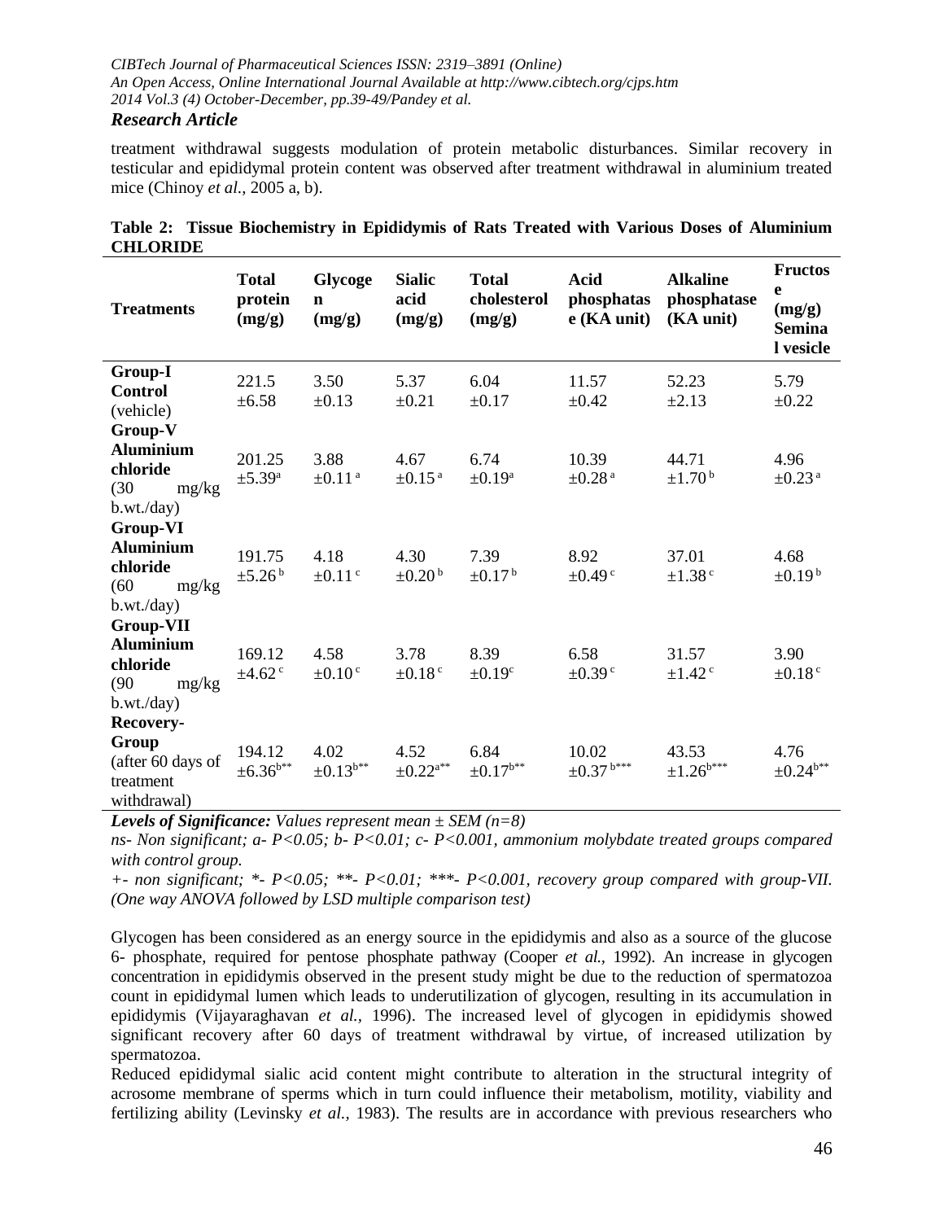treatment withdrawal suggests modulation of protein metabolic disturbances. Similar recovery in testicular and epididymal protein content was observed after treatment withdrawal in aluminium treated mice (Chinoy *et al.,* 2005 a, b).

**Table 2: Tissue Biochemistry in Epididymis of Rats Treated with Various Doses of Aluminium CHLORIDE**

| Treatments | Total protein (mg/g) | Glycogen (mg/g) | Sialic acid (mg/g) | Total cholesterol (mg/g) | Acid phosphatase (KA unit) | Alkaline phosphatase (KA unit) | Fructose (mg/g) Seminal vesicle |
|---|---|---|---|---|---|---|---|
| **Group-I Control** (vehicle) | 221.5 ±6.58 | 3.50 ±0.13 | 5.37 ±0.21 | 6.04 ±0.17 | 11.57 ±0.42 | 52.23 ±2.13 | 5.79 ±0.22 |
| **Group-V Aluminium chloride** (30 mg/kg b.wt./day) | 201.25 ±5.39[a] | 3.88 ±0.11[a] | 4.67 ±0.15[a] | 6.74 ±0.19[a] | 10.39 ±0.28[a] | 44.71 ±1.70[b] | 4.96 ±0.23[a] |
| **Group-VI Aluminium chloride** (60 mg/kg b.wt./day) | 191.75 ±5.26[b] | 4.18 ±0.11[c] | 4.30 ±0.20[b] | 7.39 ±0.17[b] | 8.92 ±0.49[c] | 37.01 ±1.38[c] | 4.68 ±0.19[b] |
| **Group-VII Aluminium chloride** (90 mg/kg b.wt./day) | 169.12 ±4.62[c] | 4.58 ±0.10[c] | 3.78 ±0.18[c] | 8.39 ±0.19[c] | 6.58 ±0.39[c] | 31.57 ±1.42[c] | 3.90 ±0.18[c] |
| **Recovery-Group** (after 60 days of treatment withdrawal) | 194.12 ±6.36[b**] | 4.02 ±0.13[b**] | 4.52 ±0.22[a**] | 6.84 ±0.17[b**] | 10.02 ±0.37[b***] | 43.53 ±1.26[b***] | 4.76 ±0.24[b**] |

***Levels of Significance:*** *Values represent mean ± SEM (n=8)*

*ns- Non significant; a- P<0.05; b- P<0.01; c- P<0.001, ammonium molybdate treated groups compared with control group.*

*+- non significant; \*- P<0.05; \*\*- P<0.01; \*\*\*- P<0.001, recovery group compared with group-VII. (One way ANOVA followed by LSD multiple comparison test)*

Glycogen has been considered as an energy source in the epididymis and also as a source of the glucose 6- phosphate, required for pentose phosphate pathway (Cooper *et al.,* 1992). An increase in glycogen concentration in epididymis observed in the present study might be due to the reduction of spermatozoa count in epididymal lumen which leads to underutilization of glycogen, resulting in its accumulation in epididymis (Vijayaraghavan *et al.,* 1996). The increased level of glycogen in epididymis showed significant recovery after 60 days of treatment withdrawal by virtue, of increased utilization by spermatozoa.

Reduced epididymal sialic acid content might contribute to alteration in the structural integrity of acrosome membrane of sperms which in turn could influence their metabolism, motility, viability and fertilizing ability (Levinsky *et al.,* 1983). The results are in accordance with previous researchers who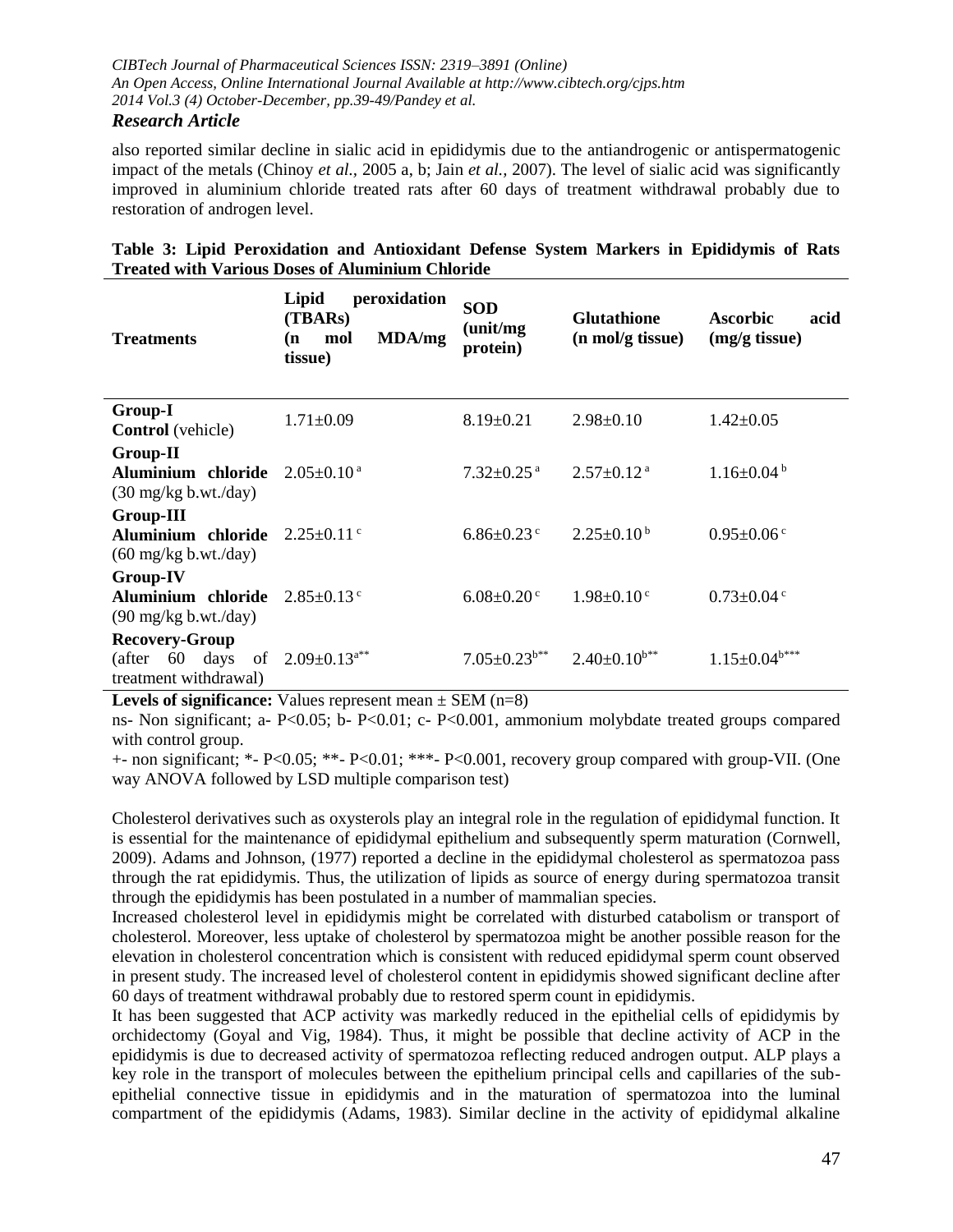also reported similar decline in sialic acid in epididymis due to the antiandrogenic or antispermatogenic impact of the metals (Chinoy *et al.*, 2005 a, b; Jain *et al.*, 2007). The level of sialic acid was significantly improved in aluminium chloride treated rats after 60 days of treatment withdrawal probably due to restoration of androgen level.

**Table 3: Lipid Peroxidation and Antioxidant Defense System Markers in Epididymis of Rats Treated with Various Doses of Aluminium Chloride**

| Treatments | Lipid peroxidation (TBARs) (n mol MDA/mg tissue) | SOD (unit/mg protein) | Glutathione (n mol/g tissue) | Ascorbic acid (mg/g tissue) |
|---|---|---|---|---|
| **Group-I** **Control** (vehicle) | 1.71±0.09 | 8.19±0.21 | 2.98±0.10 | 1.42±0.05 |
| **Group-II** **Aluminium chloride** (30 mg/kg b.wt./day) | 2.05±0.10 [a] | 7.32±0.25 [a] | 2.57±0.12 [a] | 1.16±0.04 [b] |
| **Group-III** **Aluminium chloride** (60 mg/kg b.wt./day) | 2.25±0.11 [c] | 6.86±0.23 [c] | 2.25±0.10 [b] | 0.95±0.06 [c] |
| **Group-IV** **Aluminium chloride** (90 mg/kg b.wt./day) | 2.85±0.13 [c] | 6.08±0.20 [c] | 1.98±0.10 [c] | 0.73±0.04 [c] |
| **Recovery-Group** (after 60 days of treatment withdrawal) | 2.09±0.13[a**] | 7.05±0.23[b**] | 2.40±0.10[b**] | 1.15±0.04[b***] |

**Levels of significance:** Values represent mean ± SEM (n=8)

ns- Non significant; a- P<0.05; b- P<0.01; c- P<0.001, ammonium molybdate treated groups compared with control group.

+- non significant; *- P<0.05; **- P<0.01; ***- P<0.001, recovery group compared with group-VII. (One way ANOVA followed by LSD multiple comparison test)

Cholesterol derivatives such as oxysterols play an integral role in the regulation of epididymal function. It is essential for the maintenance of epididymal epithelium and subsequently sperm maturation (Cornwell, 2009). Adams and Johnson, (1977) reported a decline in the epididymal cholesterol as spermatozoa pass through the rat epididymis. Thus, the utilization of lipids as source of energy during spermatozoa transit through the epididymis has been postulated in a number of mammalian species.

Increased cholesterol level in epididymis might be correlated with disturbed catabolism or transport of cholesterol. Moreover, less uptake of cholesterol by spermatozoa might be another possible reason for the elevation in cholesterol concentration which is consistent with reduced epididymal sperm count observed in present study. The increased level of cholesterol content in epididymis showed significant decline after 60 days of treatment withdrawal probably due to restored sperm count in epididymis.

It has been suggested that ACP activity was markedly reduced in the epithelial cells of epididymis by orchidectomy (Goyal and Vig, 1984). Thus, it might be possible that decline activity of ACP in the epididymis is due to decreased activity of spermatozoa reflecting reduced androgen output. ALP plays a key role in the transport of molecules between the epithelium principal cells and capillaries of the sub-epithelial connective tissue in epididymis and in the maturation of spermatozoa into the luminal compartment of the epididymis (Adams, 1983). Similar decline in the activity of epididymal alkaline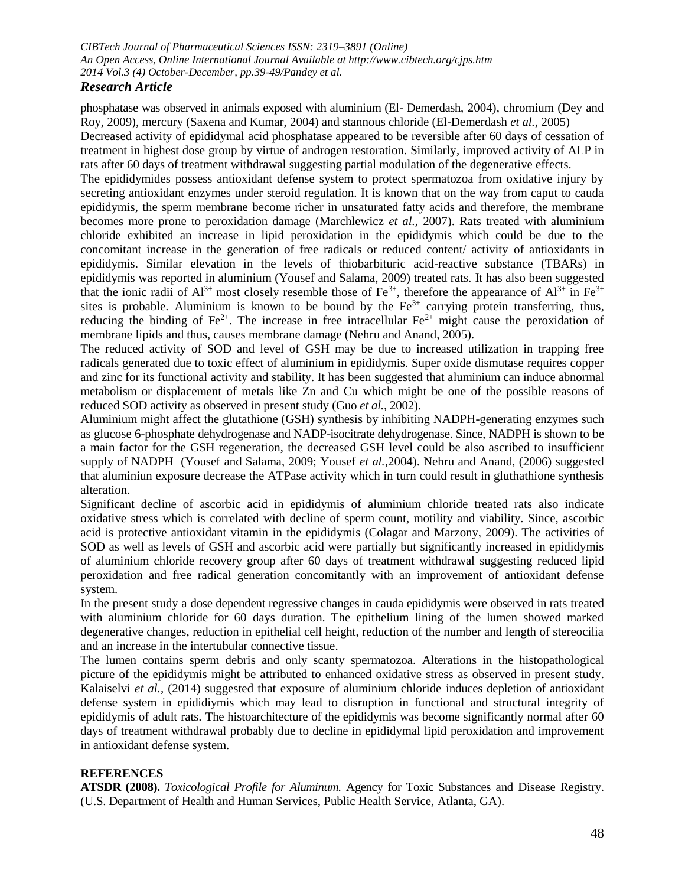phosphatase was observed in animals exposed with aluminium (El- Demerdash, 2004), chromium (Dey and Roy, 2009), mercury (Saxena and Kumar, 2004) and stannous chloride (El-Demerdash *et al.*, 2005)

Decreased activity of epididymal acid phosphatase appeared to be reversible after 60 days of cessation of treatment in highest dose group by virtue of androgen restoration. Similarly, improved activity of ALP in rats after 60 days of treatment withdrawal suggesting partial modulation of the degenerative effects.

The epididymides possess antioxidant defense system to protect spermatozoa from oxidative injury by secreting antioxidant enzymes under steroid regulation. It is known that on the way from caput to cauda epididymis, the sperm membrane become richer in unsaturated fatty acids and therefore, the membrane becomes more prone to peroxidation damage (Marchlewicz *et al.,* 2007). Rats treated with aluminium chloride exhibited an increase in lipid peroxidation in the epididymis which could be due to the concomitant increase in the generation of free radicals or reduced content/ activity of antioxidants in epididymis. Similar elevation in the levels of thiobarbituric acid-reactive substance (TBARs) in epididymis was reported in aluminium (Yousef and Salama, 2009) treated rats. It has also been suggested that the ionic radii of $Al^{3+}$ most closely resemble those of $Fe^{3+}$, therefore the appearance of $Al^{3+}$ in $Fe^{3+}$ sites is probable. Aluminium is known to be bound by the $Fe^{3+}$ carrying protein transferring, thus, reducing the binding of $Fe^{2+}$. The increase in free intracellular $Fe^{2+}$ might cause the peroxidation of membrane lipids and thus, causes membrane damage (Nehru and Anand, 2005).

The reduced activity of SOD and level of GSH may be due to increased utilization in trapping free radicals generated due to toxic effect of aluminium in epididymis. Super oxide dismutase requires copper and zinc for its functional activity and stability. It has been suggested that aluminium can induce abnormal metabolism or displacement of metals like Zn and Cu which might be one of the possible reasons of reduced SOD activity as observed in present study (Guo *et al.,* 2002).

Aluminium might affect the glutathione (GSH) synthesis by inhibiting NADPH-generating enzymes such as glucose 6-phosphate dehydrogenase and NADP-isocitrate dehydrogenase. Since, NADPH is shown to be a main factor for the GSH regeneration, the decreased GSH level could be also ascribed to insufficient supply of NADPH (Yousef and Salama, 2009; Yousef *et al.,*2004). Nehru and Anand, (2006) suggested that aluminiun exposure decrease the ATPase activity which in turn could result in gluthathione synthesis alteration.

Significant decline of ascorbic acid in epididymis of aluminium chloride treated rats also indicate oxidative stress which is correlated with decline of sperm count, motility and viability. Since, ascorbic acid is protective antioxidant vitamin in the epididymis (Colagar and Marzony, 2009). The activities of SOD as well as levels of GSH and ascorbic acid were partially but significantly increased in epididymis of aluminium chloride recovery group after 60 days of treatment withdrawal suggesting reduced lipid peroxidation and free radical generation concomitantly with an improvement of antioxidant defense system.

In the present study a dose dependent regressive changes in cauda epididymis were observed in rats treated with aluminium chloride for 60 days duration. The epithelium lining of the lumen showed marked degenerative changes, reduction in epithelial cell height, reduction of the number and length of stereocilia and an increase in the intertubular connective tissue.

The lumen contains sperm debris and only scanty spermatozoa. Alterations in the histopathological picture of the epididymis might be attributed to enhanced oxidative stress as observed in present study. Kalaiselvi *et al.,* (2014) suggested that exposure of aluminium chloride induces depletion of antioxidant defense system in epididiymis which may lead to disruption in functional and structural integrity of epididymis of adult rats. The histoarchitecture of the epididymis was become significantly normal after 60 days of treatment withdrawal probably due to decline in epididymal lipid peroxidation and improvement in antioxidant defense system.

## REFERENCES

**ATSDR (2008).** *Toxicological Profile for Aluminum.* Agency for Toxic Substances and Disease Registry. (U.S. Department of Health and Human Services, Public Health Service, Atlanta, GA).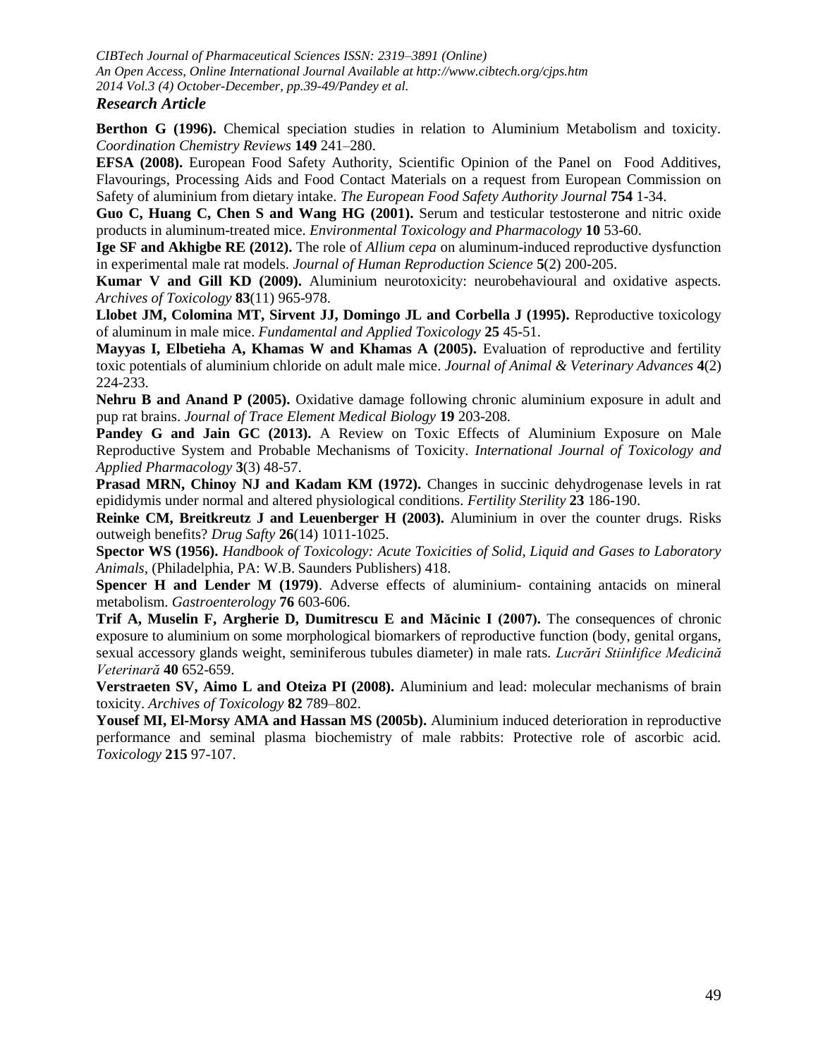**Berthon G (1996).** Chemical speciation studies in relation to Aluminium Metabolism and toxicity. *Coordination Chemistry Reviews* **149** 241–280.

**EFSA (2008).** European Food Safety Authority, Scientific Opinion of the Panel on Food Additives, Flavourings, Processing Aids and Food Contact Materials on a request from European Commission on Safety of aluminium from dietary intake. *The European Food Safety Authority Journal* **754** 1-34.

**Guo C, Huang C, Chen S and Wang HG (2001).** Serum and testicular testosterone and nitric oxide products in aluminum-treated mice. *Environmental Toxicology and Pharmacology* **10** 53-60.

**Ige SF and Akhigbe RE (2012).** The role of *Allium cepa* on aluminum-induced reproductive dysfunction in experimental male rat models. *Journal of Human Reproduction Science* **5**(2) 200-205.

**Kumar V and Gill KD (2009).** Aluminium neurotoxicity: neurobehavioural and oxidative aspects. *Archives of Toxicology* **83**(11) 965-978.

**Llobet JM, Colomina MT, Sirvent JJ, Domingo JL and Corbella J (1995).** Reproductive toxicology of aluminum in male mice. *Fundamental and Applied Toxicology* **25** 45-51.

**Mayyas I, Elbetieha A, Khamas W and Khamas A (2005).** Evaluation of reproductive and fertility toxic potentials of aluminium chloride on adult male mice. *Journal of Animal & Veterinary Advances* **4**(2) 224-233.

**Nehru B and Anand P (2005).** Oxidative damage following chronic aluminium exposure in adult and pup rat brains. *Journal of Trace Element Medical Biology* **19** 203-208.

**Pandey G and Jain GC (2013).** A Review on Toxic Effects of Aluminium Exposure on Male Reproductive System and Probable Mechanisms of Toxicity. *International Journal of Toxicology and Applied Pharmacology* **3**(3) 48-57.

**Prasad MRN, Chinoy NJ and Kadam KM (1972).** Changes in succinic dehydrogenase levels in rat epididymis under normal and altered physiological conditions. *Fertility Sterility* **23** 186-190.

**Reinke CM, Breitkreutz J and Leuenberger H (2003).** Aluminium in over the counter drugs. Risks outweigh benefits? *Drug Safty* **26**(14) 1011-1025.

**Spector WS (1956).** *Handbook of Toxicology: Acute Toxicities of Solid, Liquid and Gases to Laboratory Animals*, (Philadelphia, PA: W.B. Saunders Publishers) 418.

**Spencer H and Lender M (1979)**. Adverse effects of aluminium- containing antacids on mineral metabolism. *Gastroenterology* **76** 603-606.

**Trif A, Muselin F, Argherie D, Dumitrescu E and Măcinic I (2007).** The consequences of chronic exposure to aluminium on some morphological biomarkers of reproductive function (body, genital organs, sexual accessory glands weight, seminiferous tubules diameter) in male rats. *Lucrări Stiinłifice Medicină Veterinară* **40** 652-659.

**Verstraeten SV, Aimo L and Oteiza PI (2008).** Aluminium and lead: molecular mechanisms of brain toxicity. *Archives of Toxicology* **82** 789–802.

**Yousef MI, El-Morsy AMA and Hassan MS (2005b).** Aluminium induced deterioration in reproductive performance and seminal plasma biochemistry of male rabbits: Protective role of ascorbic acid. *Toxicology* **215** 97-107.